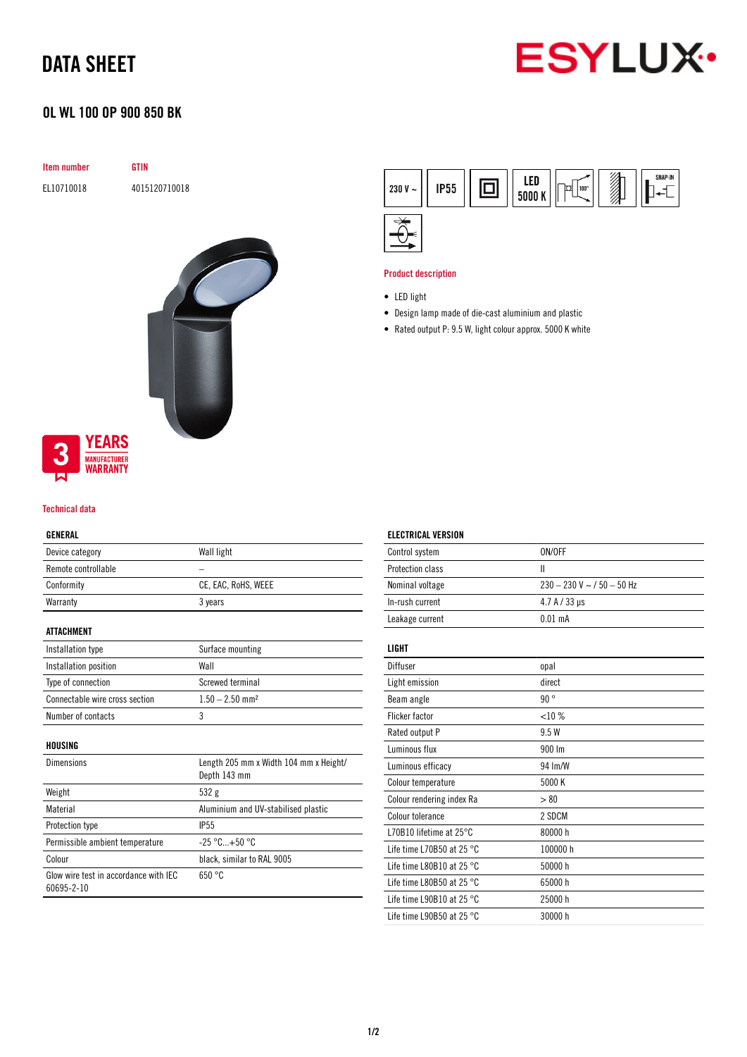# DATA SHEET

## OL WL 100 OP 900 850 BK

| Item number | GTIN |
|---|---|
| EL10710018 | 4015120710018 |

3 YEARS MANUFACTURER WARRANTY

### Product description

- LED light
- Design lamp made of die-cast aluminium and plastic
- Rated output P: 9.5 W, light colour approx. 5000 K white

### Technical data

#### GENERAL

| | |
|---|---|
| Device category | Wall light |
| Remote controllable | – |
| Conformity | CE, EAC, RoHS, WEEE |
| Warranty | 3 years |

#### ATTACHMENT

| | |
|---|---|
| Installation type | Surface mounting |
| Installation position | Wall |
| Type of connection | Screwed terminal |
| Connectable wire cross section | 1.50 – 2.50 mm² |
| Number of contacts | 3 |

#### HOUSING

| | |
|---|---|
| Dimensions | Length 205 mm x Width 104 mm x Height/ Depth 143 mm |
| Weight | 532 g |
| Material | Aluminium and UV-stabilised plastic |
| Protection type | IP55 |
| Permissible ambient temperature | -25 °C...+50 °C |
| Colour | black, similar to RAL 9005 |
| Glow wire test in accordance with IEC 60695-2-10 | 650 °C |

#### ELECTRICAL VERSION

| | |
|---|---|
| Control system | ON/OFF |
| Protection class | II |
| Nominal voltage | 230 – 230 V ~ / 50 – 50 Hz |
| In-rush current | 4.7 A / 33 µs |
| Leakage current | 0.01 mA |

#### LIGHT

| | |
|---|---|
| Diffuser | opal |
| Light emission | direct |
| Beam angle | 90 ° |
| Flicker factor | <10 % |
| Rated output P | 9.5 W |
| Luminous flux | 900 lm |
| Luminous efficacy | 94 lm/W |
| Colour temperature | 5000 K |
| Colour rendering index Ra | > 80 |
| Colour tolerance | 2 SDCM |
| L70B10 lifetime at 25°C | 80000 h |
| Life time L70B50 at 25 °C | 100000 h |
| Life time L80B10 at 25 °C | 50000 h |
| Life time L80B50 at 25 °C | 65000 h |
| Life time L90B10 at 25 °C | 25000 h |
| Life time L90B50 at 25 °C | 30000 h |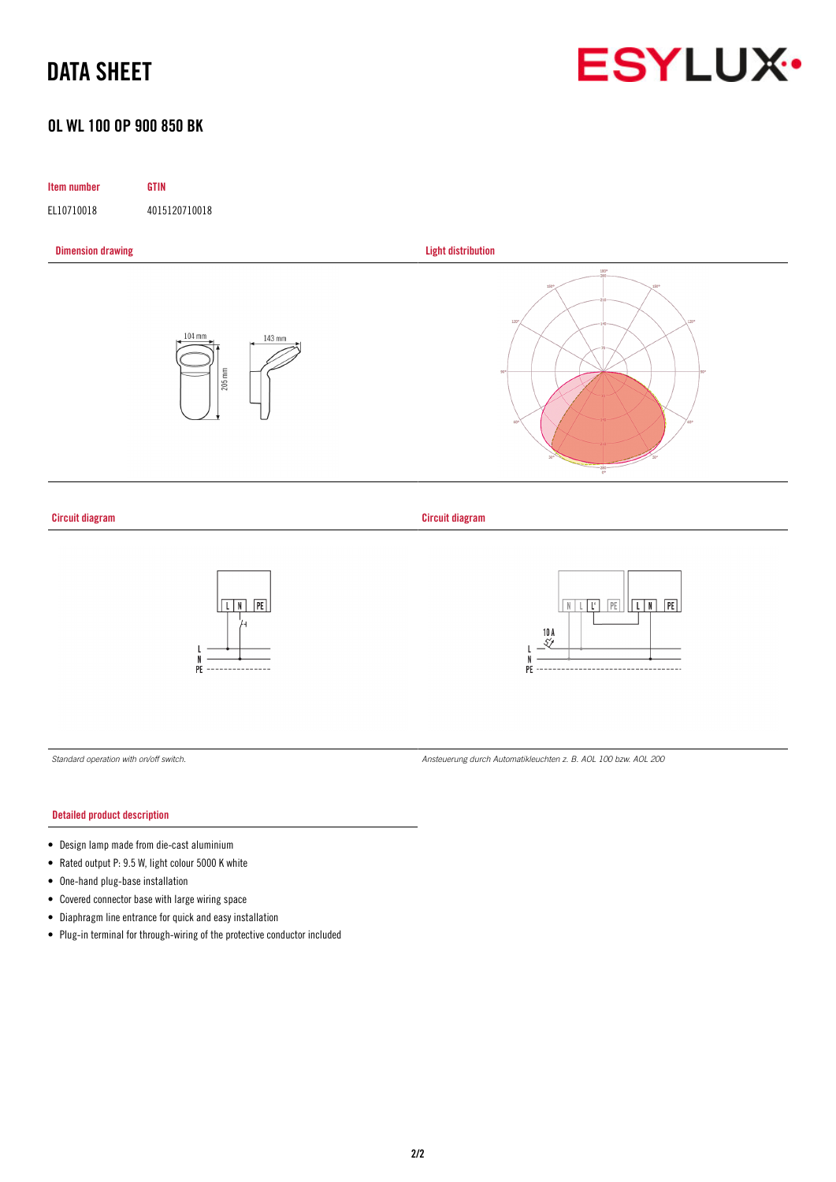# DATA SHEET

## OL WL 100 OP 900 850 BK

| Item number | GTIN |
|---|---|
| EL10710018 | 4015120710018 |

### Dimension drawing

104 mm

143 mm

205 mm

### Light distribution

### Circuit diagram

L | N | PE

L
N
PE

*Standard operation with on/off switch.*

### Circuit diagram

N | L | L' | PE

L | N | PE

10 A

L
N
PE

*Ansteuerung durch Automatikleuchten z. B. AOL 100 bzw. AOL 200*

### Detailed product description

- Design lamp made from die-cast aluminium
- Rated output P: 9.5 W, light colour 5000 K white
- One-hand plug-base installation
- Covered connector base with large wiring space
- Diaphragm line entrance for quick and easy installation
- Plug-in terminal for through-wiring of the protective conductor included